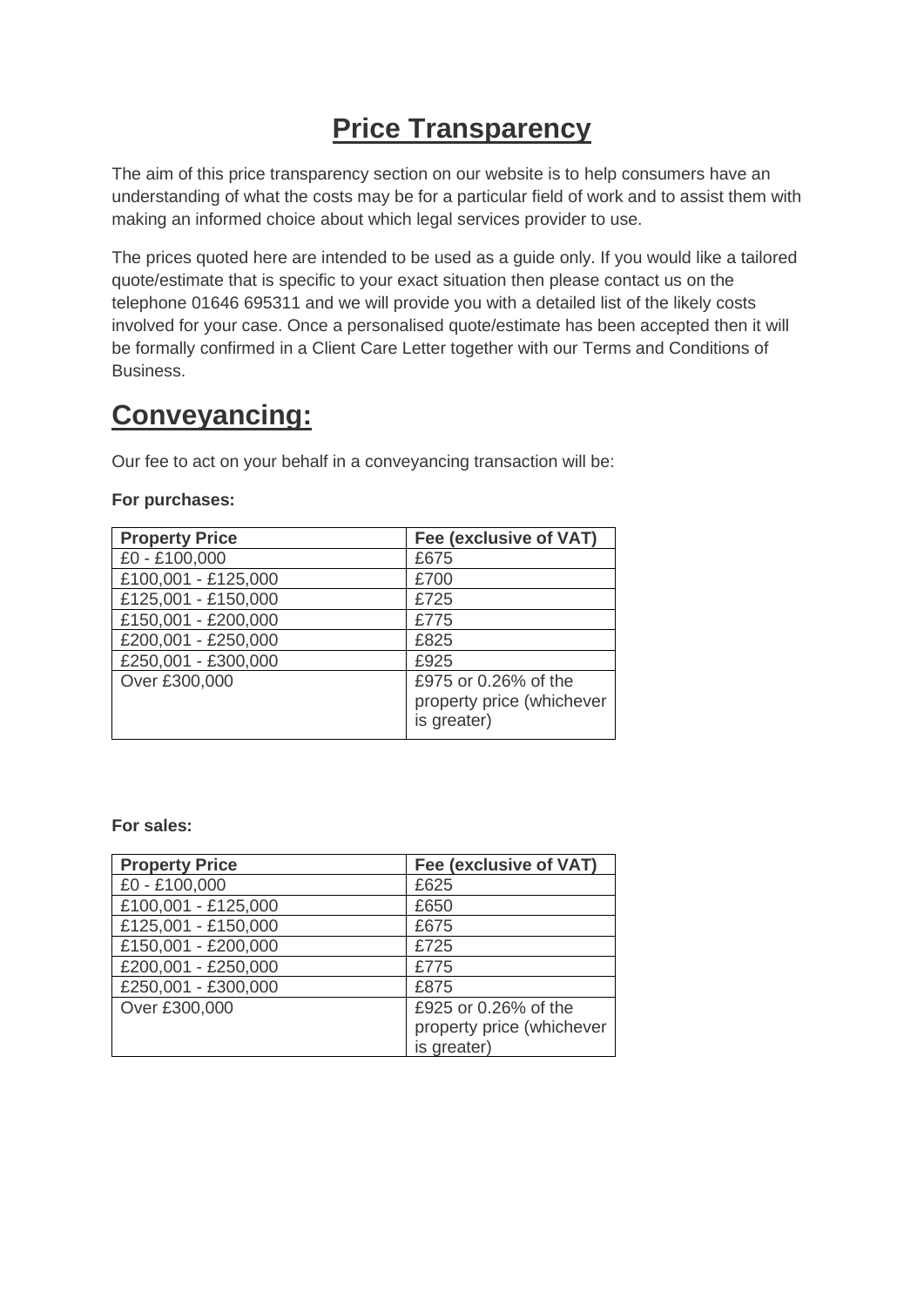# Price Transparency

The aim of this price transparency section on our website is to help consumers have an understanding of what the costs may be for a particular field of work and to assist them with making an informed choice about which legal services provider to use.

The prices quoted here are intended to be used as a guide only. If you would like a tailored quote/estimate that is specific to your exact situation then please contact us on the telephone 01646 695311 and we will provide you with a detailed list of the likely costs involved for your case. Once a personalised quote/estimate has been accepted then it will be formally confirmed in a Client Care Letter together with our Terms and Conditions of Business.

## Conveyancing:

Our fee to act on your behalf in a conveyancing transaction will be:

**For purchases:**

| Property Price | Fee (exclusive of VAT) |
|---|---|
| £0 - £100,000 | £675 |
| £100,001 - £125,000 | £700 |
| £125,001 - £150,000 | £725 |
| £150,001 - £200,000 | £775 |
| £200,001 - £250,000 | £825 |
| £250,001 - £300,000 | £925 |
| Over £300,000 | £975 or 0.26% of the property price (whichever is greater) |

**For sales:**

| Property Price | Fee (exclusive of VAT) |
|---|---|
| £0 - £100,000 | £625 |
| £100,001 - £125,000 | £650 |
| £125,001 - £150,000 | £675 |
| £150,001 - £200,000 | £725 |
| £200,001 - £250,000 | £775 |
| £250,001 - £300,000 | £875 |
| Over £300,000 | £925 or 0.26% of the property price (whichever is greater) |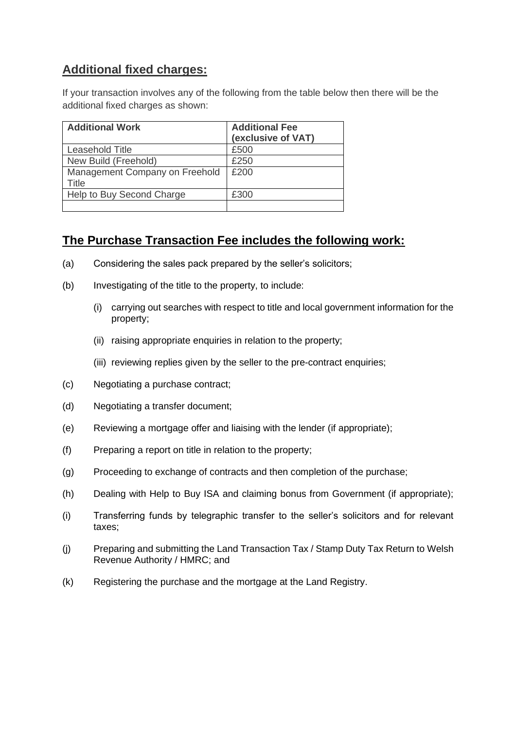## Additional fixed charges:

If your transaction involves any of the following from the table below then there will be the additional fixed charges as shown:

| Additional Work | Additional Fee (exclusive of VAT) |
| --- | --- |
| Leasehold Title | £500 |
| New Build (Freehold) | £250 |
| Management Company on Freehold Title | £200 |
| Help to Buy Second Charge | £300 |
| | |

## The Purchase Transaction Fee includes the following work:

(a) Considering the sales pack prepared by the seller's solicitors;

(b) Investigating of the title to the property, to include:

  (i) carrying out searches with respect to title and local government information for the property;

  (ii) raising appropriate enquiries in relation to the property;

  (iii) reviewing replies given by the seller to the pre-contract enquiries;

(c) Negotiating a purchase contract;

(d) Negotiating a transfer document;

(e) Reviewing a mortgage offer and liaising with the lender (if appropriate);

(f) Preparing a report on title in relation to the property;

(g) Proceeding to exchange of contracts and then completion of the purchase;

(h) Dealing with Help to Buy ISA and claiming bonus from Government (if appropriate);

(i) Transferring funds by telegraphic transfer to the seller's solicitors and for relevant taxes;

(j) Preparing and submitting the Land Transaction Tax / Stamp Duty Tax Return to Welsh Revenue Authority / HMRC; and

(k) Registering the purchase and the mortgage at the Land Registry.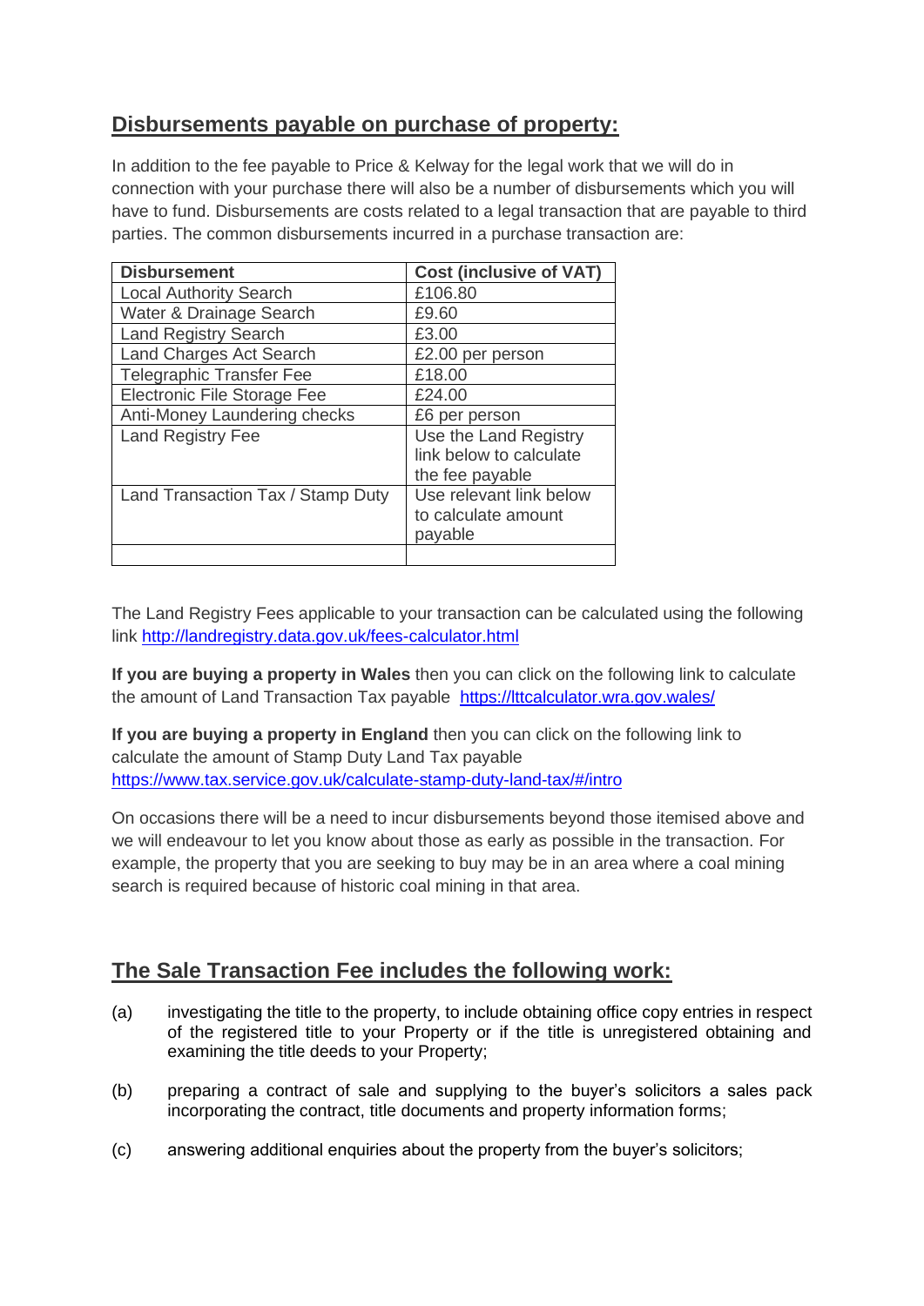## Disbursements payable on purchase of property:

In addition to the fee payable to Price & Kelway for the legal work that we will do in connection with your purchase there will also be a number of disbursements which you will have to fund. Disbursements are costs related to a legal transaction that are payable to third parties. The common disbursements incurred in a purchase transaction are:

| Disbursement | Cost (inclusive of VAT) |
|---|---|
| Local Authority Search | £106.80 |
| Water & Drainage Search | £9.60 |
| Land Registry Search | £3.00 |
| Land Charges Act Search | £2.00 per person |
| Telegraphic Transfer Fee | £18.00 |
| Electronic File Storage Fee | £24.00 |
| Anti-Money Laundering checks | £6 per person |
| Land Registry Fee | Use the Land Registry link below to calculate the fee payable |
| Land Transaction Tax / Stamp Duty | Use relevant link below to calculate amount payable |
| | |

The Land Registry Fees applicable to your transaction can be calculated using the following link http://landregistry.data.gov.uk/fees-calculator.html

**If you are buying a property in Wales** then you can click on the following link to calculate the amount of Land Transaction Tax payable https://lttcalculator.wra.gov.wales/

**If you are buying a property in England** then you can click on the following link to calculate the amount of Stamp Duty Land Tax payable https://www.tax.service.gov.uk/calculate-stamp-duty-land-tax/#/intro

On occasions there will be a need to incur disbursements beyond those itemised above and we will endeavour to let you know about those as early as possible in the transaction. For example, the property that you are seeking to buy may be in an area where a coal mining search is required because of historic coal mining in that area.

## The Sale Transaction Fee includes the following work:

(a) investigating the title to the property, to include obtaining office copy entries in respect of the registered title to your Property or if the title is unregistered obtaining and examining the title deeds to your Property;

(b) preparing a contract of sale and supplying to the buyer's solicitors a sales pack incorporating the contract, title documents and property information forms;

(c) answering additional enquiries about the property from the buyer's solicitors;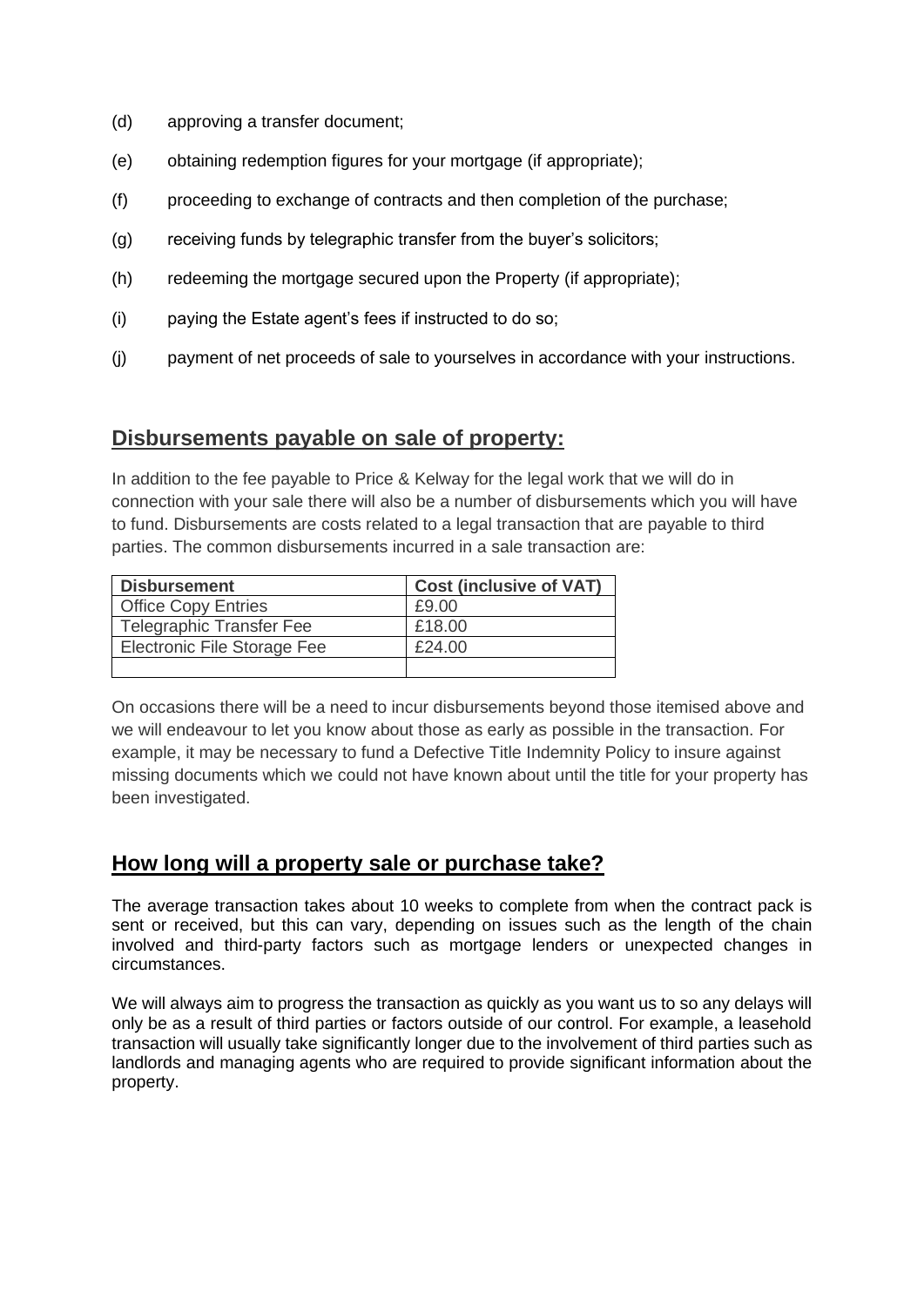(d) approving a transfer document;

(e) obtaining redemption figures for your mortgage (if appropriate);

(f) proceeding to exchange of contracts and then completion of the purchase;

(g) receiving funds by telegraphic transfer from the buyer's solicitors;

(h) redeeming the mortgage secured upon the Property (if appropriate);

(i) paying the Estate agent's fees if instructed to do so;

(j) payment of net proceeds of sale to yourselves in accordance with your instructions.

## Disbursements payable on sale of property:

In addition to the fee payable to Price & Kelway for the legal work that we will do in connection with your sale there will also be a number of disbursements which you will have to fund. Disbursements are costs related to a legal transaction that are payable to third parties. The common disbursements incurred in a sale transaction are:

| Disbursement | Cost (inclusive of VAT) |
|---|---|
| Office Copy Entries | £9.00 |
| Telegraphic Transfer Fee | £18.00 |
| Electronic File Storage Fee | £24.00 |
| | |

On occasions there will be a need to incur disbursements beyond those itemised above and we will endeavour to let you know about those as early as possible in the transaction. For example, it may be necessary to fund a Defective Title Indemnity Policy to insure against missing documents which we could not have known about until the title for your property has been investigated.

## How long will a property sale or purchase take?

The average transaction takes about 10 weeks to complete from when the contract pack is sent or received, but this can vary, depending on issues such as the length of the chain involved and third-party factors such as mortgage lenders or unexpected changes in circumstances.

We will always aim to progress the transaction as quickly as you want us to so any delays will only be as a result of third parties or factors outside of our control. For example, a leasehold transaction will usually take significantly longer due to the involvement of third parties such as landlords and managing agents who are required to provide significant information about the property.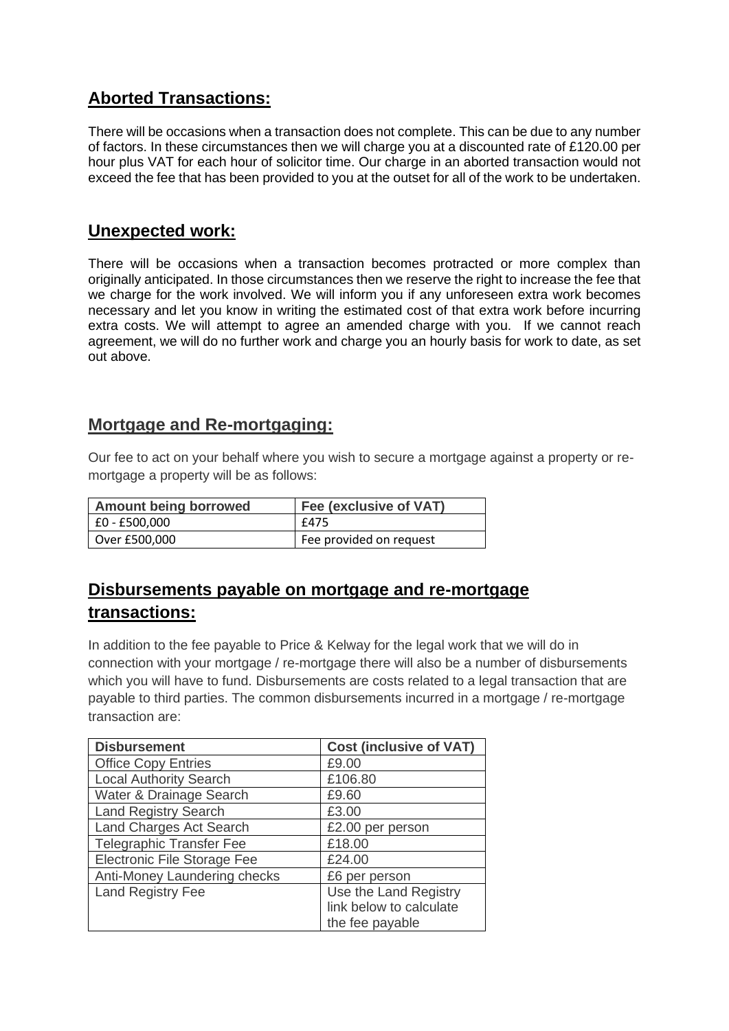## Aborted Transactions:

There will be occasions when a transaction does not complete. This can be due to any number of factors. In these circumstances then we will charge you at a discounted rate of £120.00 per hour plus VAT for each hour of solicitor time. Our charge in an aborted transaction would not exceed the fee that has been provided to you at the outset for all of the work to be undertaken.

## Unexpected work:

There will be occasions when a transaction becomes protracted or more complex than originally anticipated. In those circumstances then we reserve the right to increase the fee that we charge for the work involved. We will inform you if any unforeseen extra work becomes necessary and let you know in writing the estimated cost of that extra work before incurring extra costs. We will attempt to agree an amended charge with you. If we cannot reach agreement, we will do no further work and charge you an hourly basis for work to date, as set out above.

## Mortgage and Re-mortgaging:

Our fee to act on your behalf where you wish to secure a mortgage against a property or re-mortgage a property will be as follows:

| Amount being borrowed | Fee (exclusive of VAT) |
|---|---|
| £0 - £500,000 | £475 |
| Over £500,000 | Fee provided on request |

## Disbursements payable on mortgage and re-mortgage transactions:

In addition to the fee payable to Price & Kelway for the legal work that we will do in connection with your mortgage / re-mortgage there will also be a number of disbursements which you will have to fund. Disbursements are costs related to a legal transaction that are payable to third parties. The common disbursements incurred in a mortgage / re-mortgage transaction are:

| Disbursement | Cost (inclusive of VAT) |
|---|---|
| Office Copy Entries | £9.00 |
| Local Authority Search | £106.80 |
| Water & Drainage Search | £9.60 |
| Land Registry Search | £3.00 |
| Land Charges Act Search | £2.00 per person |
| Telegraphic Transfer Fee | £18.00 |
| Electronic File Storage Fee | £24.00 |
| Anti-Money Laundering checks | £6 per person |
| Land Registry Fee | Use the Land Registry link below to calculate the fee payable |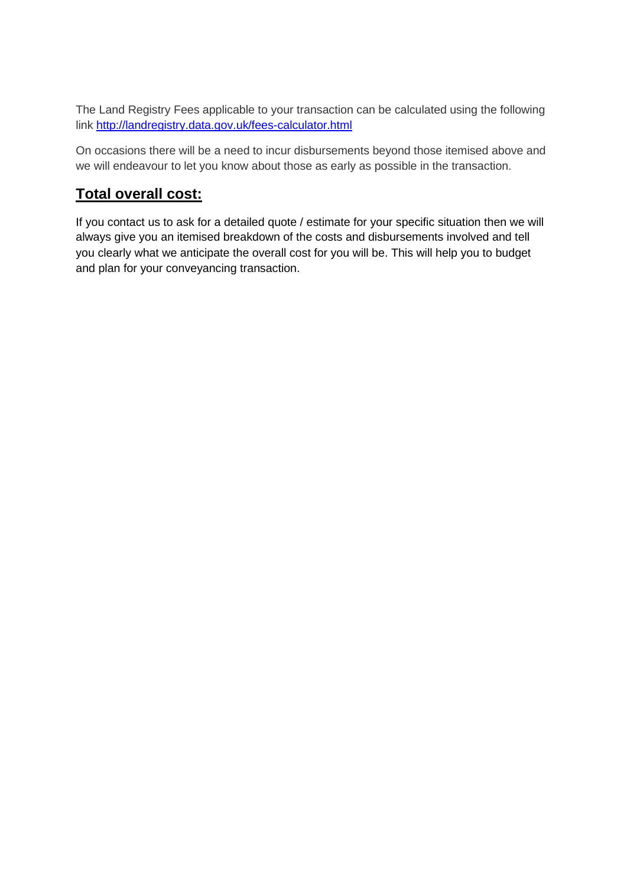The Land Registry Fees applicable to your transaction can be calculated using the following link [http://landregistry.data.gov.uk/fees-calculator.html](http://landregistry.data.gov.uk/fees-calculator.html)

On occasions there will be a need to incur disbursements beyond those itemised above and we will endeavour to let you know about those as early as possible in the transaction.

## **Total overall cost:**

If you contact us to ask for a detailed quote / estimate for your specific situation then we will always give you an itemised breakdown of the costs and disbursements involved and tell you clearly what we anticipate the overall cost for you will be. This will help you to budget and plan for your conveyancing transaction.